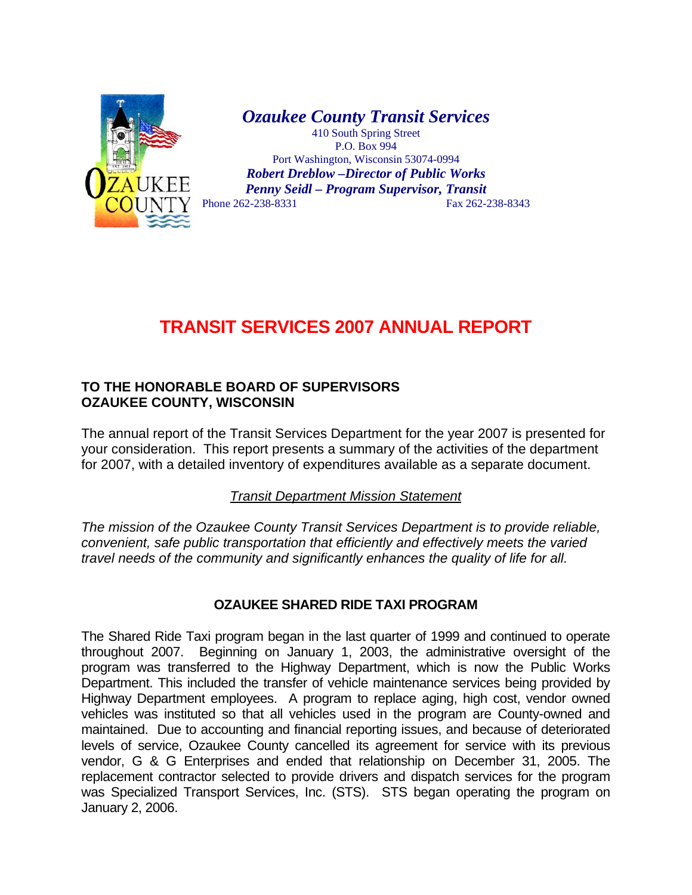***Ozaukee County Transit Services***

410 South Spring Street
P.O. Box 994
Port Washington, Wisconsin 53074-0994

***Robert Dreblow –Director of Public Works***

***Penny Seidl – Program Supervisor, Transit***

Phone 262-238-8331 Fax 262-238-8343

# TRANSIT SERVICES 2007 ANNUAL REPORT

**TO THE HONORABLE BOARD OF SUPERVISORS**
**OZAUKEE COUNTY, WISCONSIN**

The annual report of the Transit Services Department for the year 2007 is presented for your consideration. This report presents a summary of the activities of the department for 2007, with a detailed inventory of expenditures available as a separate document.

*Transit Department Mission Statement*

*The mission of the Ozaukee County Transit Services Department is to provide reliable, convenient, safe public transportation that efficiently and effectively meets the varied travel needs of the community and significantly enhances the quality of life for all.*

## OZAUKEE SHARED RIDE TAXI PROGRAM

The Shared Ride Taxi program began in the last quarter of 1999 and continued to operate throughout 2007. Beginning on January 1, 2003, the administrative oversight of the program was transferred to the Highway Department, which is now the Public Works Department. This included the transfer of vehicle maintenance services being provided by Highway Department employees. A program to replace aging, high cost, vendor owned vehicles was instituted so that all vehicles used in the program are County-owned and maintained. Due to accounting and financial reporting issues, and because of deteriorated levels of service, Ozaukee County cancelled its agreement for service with its previous vendor, G & G Enterprises and ended that relationship on December 31, 2005. The replacement contractor selected to provide drivers and dispatch services for the program was Specialized Transport Services, Inc. (STS). STS began operating the program on January 2, 2006.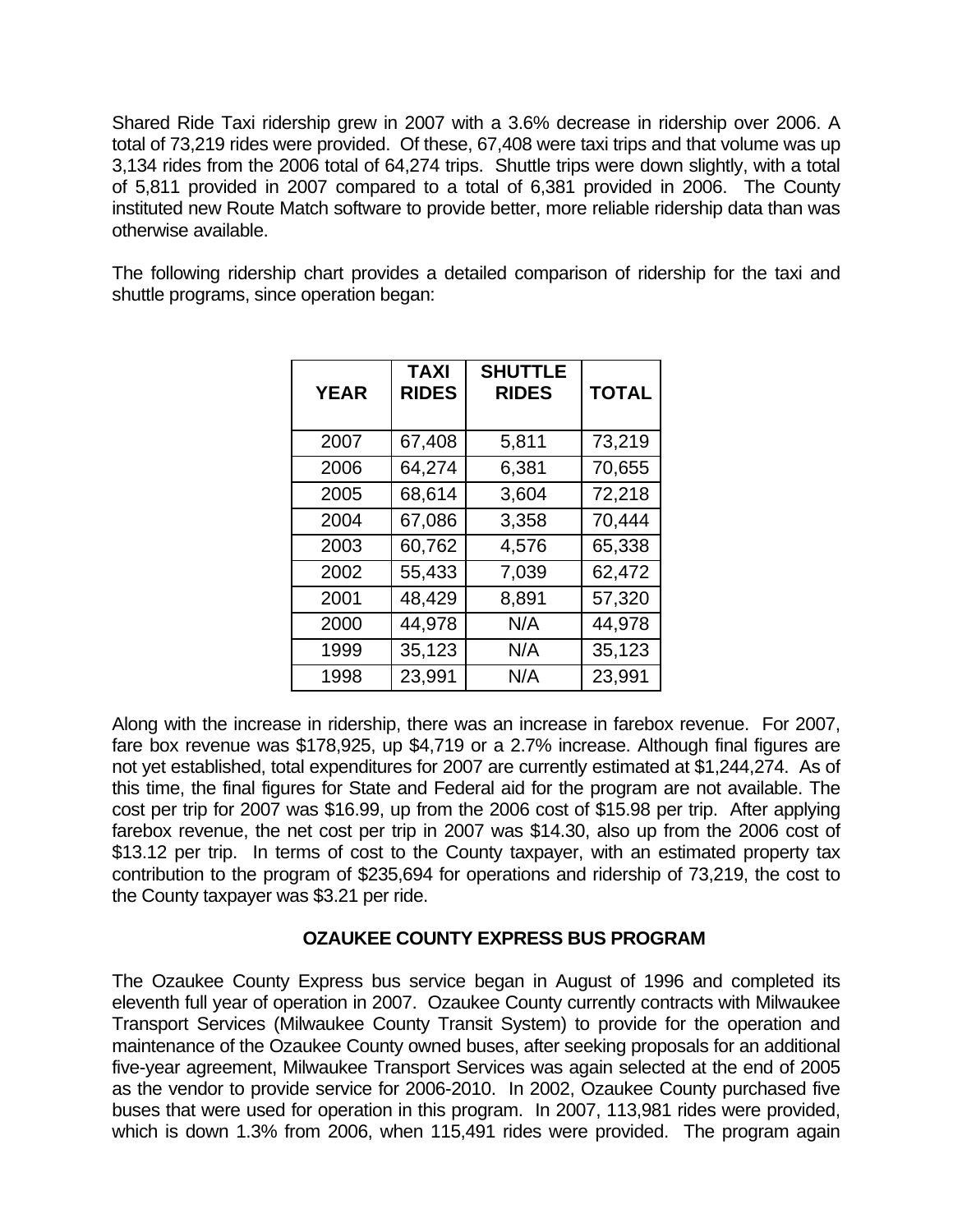Shared Ride Taxi ridership grew in 2007 with a 3.6% decrease in ridership over 2006. A total of 73,219 rides were provided. Of these, 67,408 were taxi trips and that volume was up 3,134 rides from the 2006 total of 64,274 trips. Shuttle trips were down slightly, with a total of 5,811 provided in 2007 compared to a total of 6,381 provided in 2006. The County instituted new Route Match software to provide better, more reliable ridership data than was otherwise available.

The following ridership chart provides a detailed comparison of ridership for the taxi and shuttle programs, since operation began:

| YEAR | TAXI RIDES | SHUTTLE RIDES | TOTAL |
|---|---|---|---|
| 2007 | 67,408 | 5,811 | 73,219 |
| 2006 | 64,274 | 6,381 | 70,655 |
| 2005 | 68,614 | 3,604 | 72,218 |
| 2004 | 67,086 | 3,358 | 70,444 |
| 2003 | 60,762 | 4,576 | 65,338 |
| 2002 | 55,433 | 7,039 | 62,472 |
| 2001 | 48,429 | 8,891 | 57,320 |
| 2000 | 44,978 | N/A | 44,978 |
| 1999 | 35,123 | N/A | 35,123 |
| 1998 | 23,991 | N/A | 23,991 |

Along with the increase in ridership, there was an increase in farebox revenue. For 2007, fare box revenue was $178,925, up $4,719 or a 2.7% increase. Although final figures are not yet established, total expenditures for 2007 are currently estimated at $1,244,274. As of this time, the final figures for State and Federal aid for the program are not available. The cost per trip for 2007 was $16.99, up from the 2006 cost of $15.98 per trip. After applying farebox revenue, the net cost per trip in 2007 was $14.30, also up from the 2006 cost of $13.12 per trip. In terms of cost to the County taxpayer, with an estimated property tax contribution to the program of $235,694 for operations and ridership of 73,219, the cost to the County taxpayer was $3.21 per ride.

## OZAUKEE COUNTY EXPRESS BUS PROGRAM

The Ozaukee County Express bus service began in August of 1996 and completed its eleventh full year of operation in 2007. Ozaukee County currently contracts with Milwaukee Transport Services (Milwaukee County Transit System) to provide for the operation and maintenance of the Ozaukee County owned buses, after seeking proposals for an additional five-year agreement, Milwaukee Transport Services was again selected at the end of 2005 as the vendor to provide service for 2006-2010. In 2002, Ozaukee County purchased five buses that were used for operation in this program. In 2007, 113,981 rides were provided, which is down 1.3% from 2006, when 115,491 rides were provided. The program again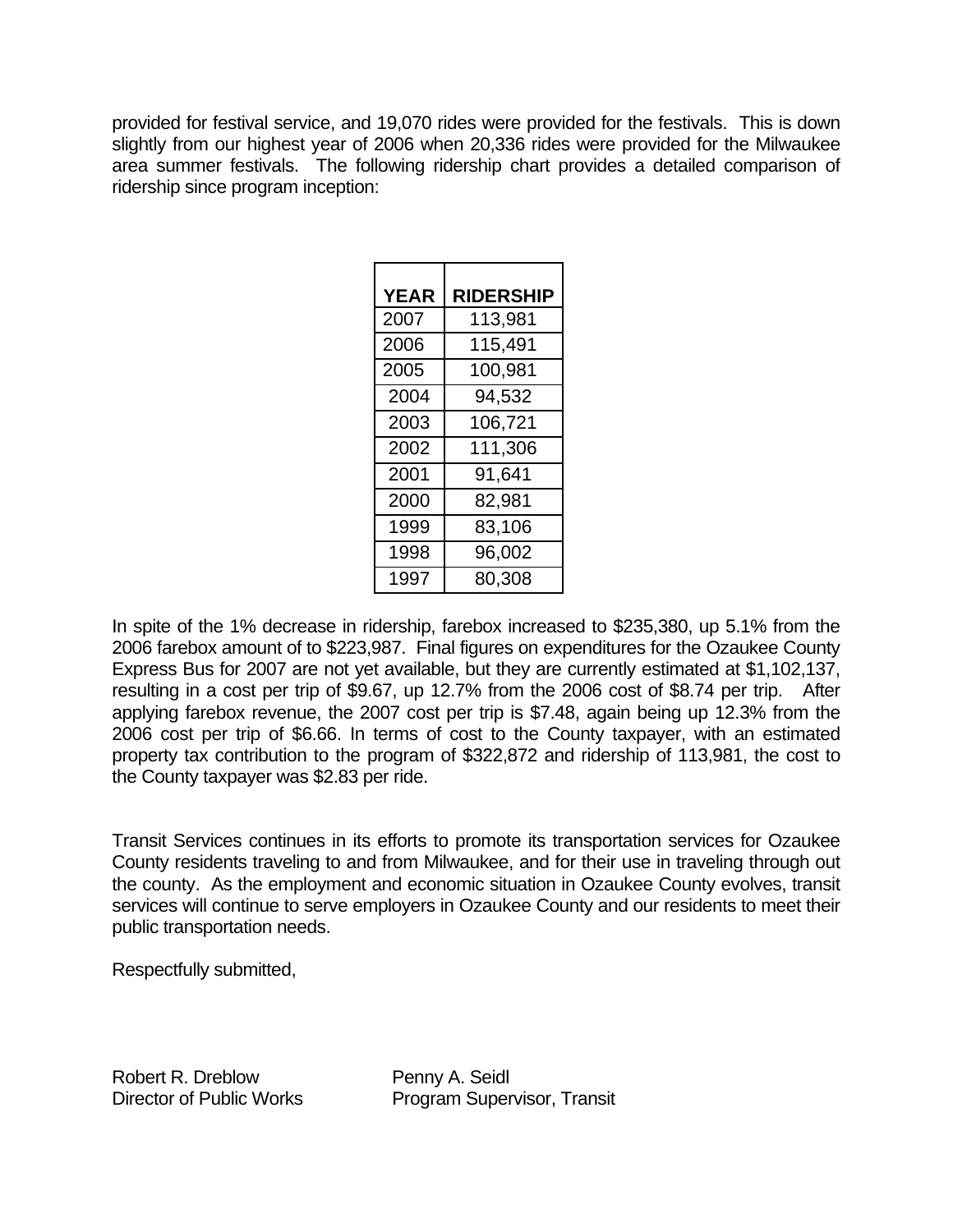provided for festival service, and 19,070 rides were provided for the festivals. This is down slightly from our highest year of 2006 when 20,336 rides were provided for the Milwaukee area summer festivals. The following ridership chart provides a detailed comparison of ridership since program inception:

| YEAR | RIDERSHIP |
|---|---|
| 2007 | 113,981 |
| 2006 | 115,491 |
| 2005 | 100,981 |
| 2004 | 94,532 |
| 2003 | 106,721 |
| 2002 | 111,306 |
| 2001 | 91,641 |
| 2000 | 82,981 |
| 1999 | 83,106 |
| 1998 | 96,002 |
| 1997 | 80,308 |

In spite of the 1% decrease in ridership, farebox increased to $235,380, up 5.1% from the 2006 farebox amount of to $223,987. Final figures on expenditures for the Ozaukee County Express Bus for 2007 are not yet available, but they are currently estimated at $1,102,137, resulting in a cost per trip of $9.67, up 12.7% from the 2006 cost of $8.74 per trip. After applying farebox revenue, the 2007 cost per trip is $7.48, again being up 12.3% from the 2006 cost per trip of $6.66. In terms of cost to the County taxpayer, with an estimated property tax contribution to the program of $322,872 and ridership of 113,981, the cost to the County taxpayer was $2.83 per ride.

Transit Services continues in its efforts to promote its transportation services for Ozaukee County residents traveling to and from Milwaukee, and for their use in traveling through out the county. As the employment and economic situation in Ozaukee County evolves, transit services will continue to serve employers in Ozaukee County and our residents to meet their public transportation needs.

Respectfully submitted,

Robert R. Dreblow
Director of Public Works

Penny A. Seidl
Program Supervisor, Transit